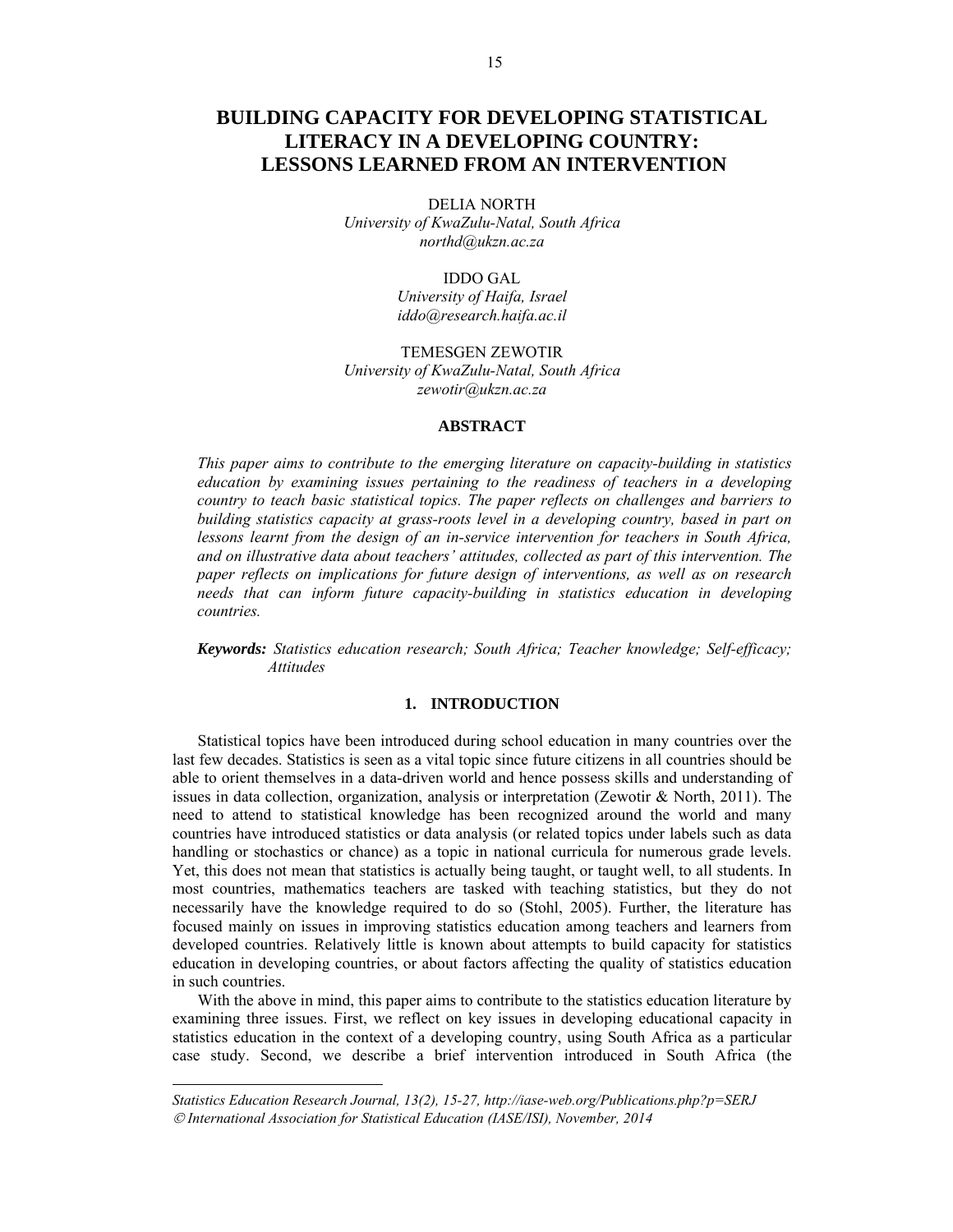# BUILDING CAPACITY FOR DEVELOPING STATISTICAL LITERACY IN A DEVELOPING COUNTRY: LESSONS LEARNED FROM AN INTERVENTION

DELIA NORTH
*University of KwaZulu-Natal, South Africa*
*northd@ukzn.ac.za*

IDDO GAL
*University of Haifa, Israel*
*iddo@research.haifa.ac.il*

TEMESGEN ZEWOTIR
*University of KwaZulu-Natal, South Africa*
*zewotir@ukzn.ac.za*

## ABSTRACT

*This paper aims to contribute to the emerging literature on capacity-building in statistics education by examining issues pertaining to the readiness of teachers in a developing country to teach basic statistical topics. The paper reflects on challenges and barriers to building statistics capacity at grass-roots level in a developing country, based in part on lessons learnt from the design of an in-service intervention for teachers in South Africa, and on illustrative data about teachers' attitudes, collected as part of this intervention. The paper reflects on implications for future design of interventions, as well as on research needs that can inform future capacity-building in statistics education in developing countries.*

***Keywords:*** *Statistics education research; South Africa; Teacher knowledge; Self-efficacy; Attitudes*

## 1. INTRODUCTION

Statistical topics have been introduced during school education in many countries over the last few decades. Statistics is seen as a vital topic since future citizens in all countries should be able to orient themselves in a data-driven world and hence possess skills and understanding of issues in data collection, organization, analysis or interpretation (Zewotir & North, 2011). The need to attend to statistical knowledge has been recognized around the world and many countries have introduced statistics or data analysis (or related topics under labels such as data handling or stochastics or chance) as a topic in national curricula for numerous grade levels. Yet, this does not mean that statistics is actually being taught, or taught well, to all students. In most countries, mathematics teachers are tasked with teaching statistics, but they do not necessarily have the knowledge required to do so (Stohl, 2005). Further, the literature has focused mainly on issues in improving statistics education among teachers and learners from developed countries. Relatively little is known about attempts to build capacity for statistics education in developing countries, or about factors affecting the quality of statistics education in such countries.

With the above in mind, this paper aims to contribute to the statistics education literature by examining three issues. First, we reflect on key issues in developing educational capacity in statistics education in the context of a developing country, using South Africa as a particular case study. Second, we describe a brief intervention introduced in South Africa (the

*Statistics Education Research Journal, 13(2), 15-27, http://iase-web.org/Publications.php?p=SERJ*
*© International Association for Statistical Education (IASE/ISI), November, 2014*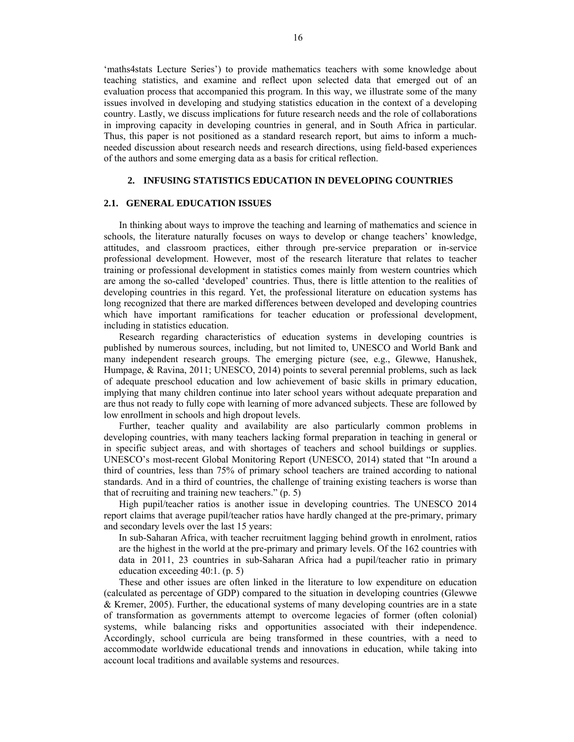'maths4stats Lecture Series') to provide mathematics teachers with some knowledge about teaching statistics, and examine and reflect upon selected data that emerged out of an evaluation process that accompanied this program. In this way, we illustrate some of the many issues involved in developing and studying statistics education in the context of a developing country. Lastly, we discuss implications for future research needs and the role of collaborations in improving capacity in developing countries in general, and in South Africa in particular. Thus, this paper is not positioned as a standard research report, but aims to inform a much-needed discussion about research needs and research directions, using field-based experiences of the authors and some emerging data as a basis for critical reflection.

## 2. INFUSING STATISTICS EDUCATION IN DEVELOPING COUNTRIES

### 2.1. GENERAL EDUCATION ISSUES

In thinking about ways to improve the teaching and learning of mathematics and science in schools, the literature naturally focuses on ways to develop or change teachers' knowledge, attitudes, and classroom practices, either through pre-service preparation or in-service professional development. However, most of the research literature that relates to teacher training or professional development in statistics comes mainly from western countries which are among the so-called 'developed' countries. Thus, there is little attention to the realities of developing countries in this regard. Yet, the professional literature on education systems has long recognized that there are marked differences between developed and developing countries which have important ramifications for teacher education or professional development, including in statistics education.

Research regarding characteristics of education systems in developing countries is published by numerous sources, including, but not limited to, UNESCO and World Bank and many independent research groups. The emerging picture (see, e.g., Glewwe, Hanushek, Humpage, & Ravina, 2011; UNESCO, 2014) points to several perennial problems, such as lack of adequate preschool education and low achievement of basic skills in primary education, implying that many children continue into later school years without adequate preparation and are thus not ready to fully cope with learning of more advanced subjects. These are followed by low enrollment in schools and high dropout levels.

Further, teacher quality and availability are also particularly common problems in developing countries, with many teachers lacking formal preparation in teaching in general or in specific subject areas, and with shortages of teachers and school buildings or supplies. UNESCO's most-recent Global Monitoring Report (UNESCO, 2014) stated that "In around a third of countries, less than 75% of primary school teachers are trained according to national standards. And in a third of countries, the challenge of training existing teachers is worse than that of recruiting and training new teachers." (p. 5)

High pupil/teacher ratios is another issue in developing countries. The UNESCO 2014 report claims that average pupil/teacher ratios have hardly changed at the pre-primary, primary and secondary levels over the last 15 years:

> In sub-Saharan Africa, with teacher recruitment lagging behind growth in enrolment, ratios are the highest in the world at the pre-primary and primary levels. Of the 162 countries with data in 2011, 23 countries in sub-Saharan Africa had a pupil/teacher ratio in primary education exceeding 40:1. (p. 5)

These and other issues are often linked in the literature to low expenditure on education (calculated as percentage of GDP) compared to the situation in developing countries (Glewwe & Kremer, 2005). Further, the educational systems of many developing countries are in a state of transformation as governments attempt to overcome legacies of former (often colonial) systems, while balancing risks and opportunities associated with their independence. Accordingly, school curricula are being transformed in these countries, with a need to accommodate worldwide educational trends and innovations in education, while taking into account local traditions and available systems and resources.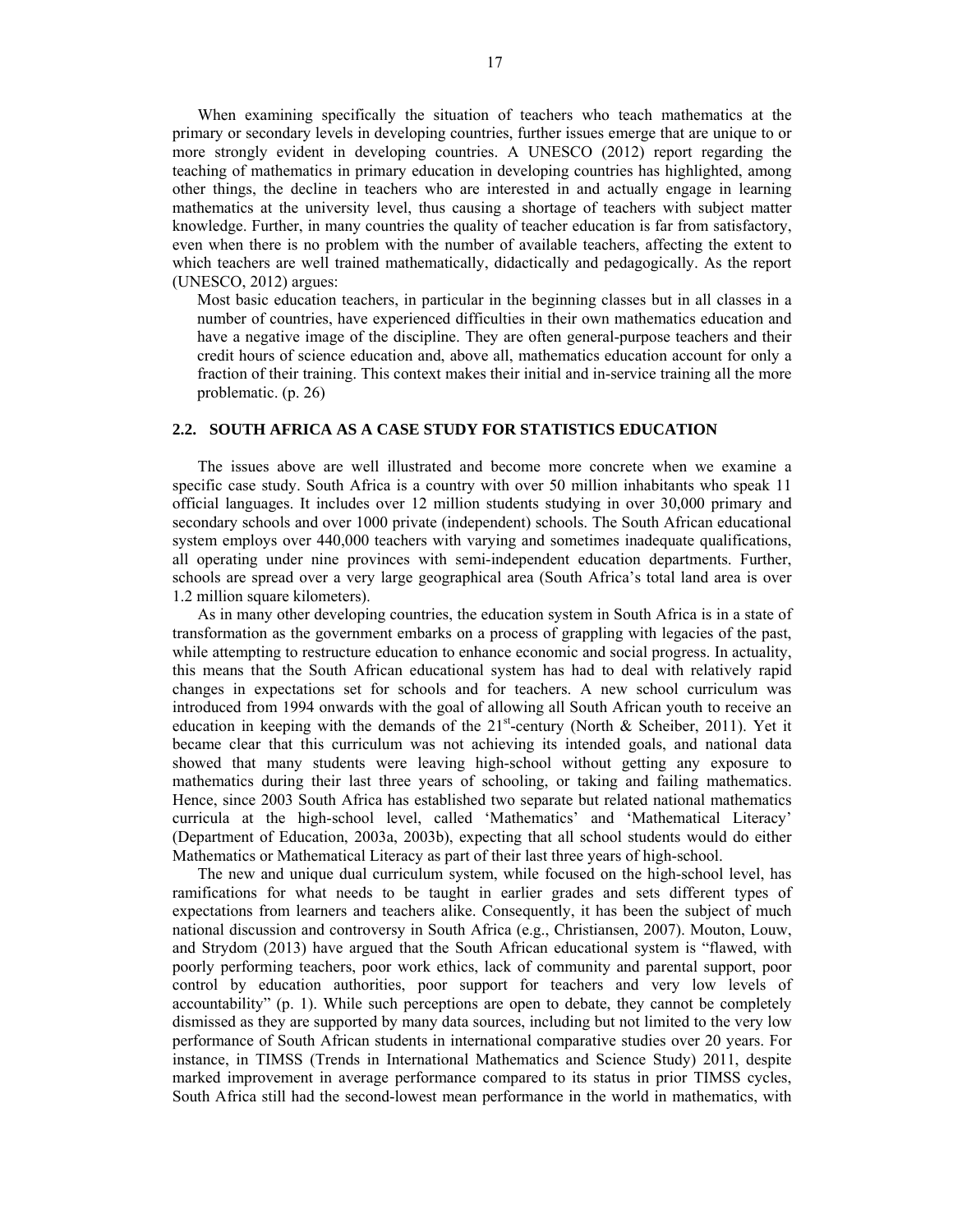When examining specifically the situation of teachers who teach mathematics at the primary or secondary levels in developing countries, further issues emerge that are unique to or more strongly evident in developing countries. A UNESCO (2012) report regarding the teaching of mathematics in primary education in developing countries has highlighted, among other things, the decline in teachers who are interested in and actually engage in learning mathematics at the university level, thus causing a shortage of teachers with subject matter knowledge. Further, in many countries the quality of teacher education is far from satisfactory, even when there is no problem with the number of available teachers, affecting the extent to which teachers are well trained mathematically, didactically and pedagogically. As the report (UNESCO, 2012) argues:

> Most basic education teachers, in particular in the beginning classes but in all classes in a number of countries, have experienced difficulties in their own mathematics education and have a negative image of the discipline. They are often general-purpose teachers and their credit hours of science education and, above all, mathematics education account for only a fraction of their training. This context makes their initial and in-service training all the more problematic. (p. 26)

## 2.2. SOUTH AFRICA AS A CASE STUDY FOR STATISTICS EDUCATION

The issues above are well illustrated and become more concrete when we examine a specific case study. South Africa is a country with over 50 million inhabitants who speak 11 official languages. It includes over 12 million students studying in over 30,000 primary and secondary schools and over 1000 private (independent) schools. The South African educational system employs over 440,000 teachers with varying and sometimes inadequate qualifications, all operating under nine provinces with semi-independent education departments. Further, schools are spread over a very large geographical area (South Africa's total land area is over 1.2 million square kilometers).

As in many other developing countries, the education system in South Africa is in a state of transformation as the government embarks on a process of grappling with legacies of the past, while attempting to restructure education to enhance economic and social progress. In actuality, this means that the South African educational system has had to deal with relatively rapid changes in expectations set for schools and for teachers. A new school curriculum was introduced from 1994 onwards with the goal of allowing all South African youth to receive an education in keeping with the demands of the 21st-century (North & Scheiber, 2011). Yet it became clear that this curriculum was not achieving its intended goals, and national data showed that many students were leaving high-school without getting any exposure to mathematics during their last three years of schooling, or taking and failing mathematics. Hence, since 2003 South Africa has established two separate but related national mathematics curricula at the high-school level, called 'Mathematics' and 'Mathematical Literacy' (Department of Education, 2003a, 2003b), expecting that all school students would do either Mathematics or Mathematical Literacy as part of their last three years of high-school.

The new and unique dual curriculum system, while focused on the high-school level, has ramifications for what needs to be taught in earlier grades and sets different types of expectations from learners and teachers alike. Consequently, it has been the subject of much national discussion and controversy in South Africa (e.g., Christiansen, 2007). Mouton, Louw, and Strydom (2013) have argued that the South African educational system is "flawed, with poorly performing teachers, poor work ethics, lack of community and parental support, poor control by education authorities, poor support for teachers and very low levels of accountability" (p. 1). While such perceptions are open to debate, they cannot be completely dismissed as they are supported by many data sources, including but not limited to the very low performance of South African students in international comparative studies over 20 years. For instance, in TIMSS (Trends in International Mathematics and Science Study) 2011, despite marked improvement in average performance compared to its status in prior TIMSS cycles, South Africa still had the second-lowest mean performance in the world in mathematics, with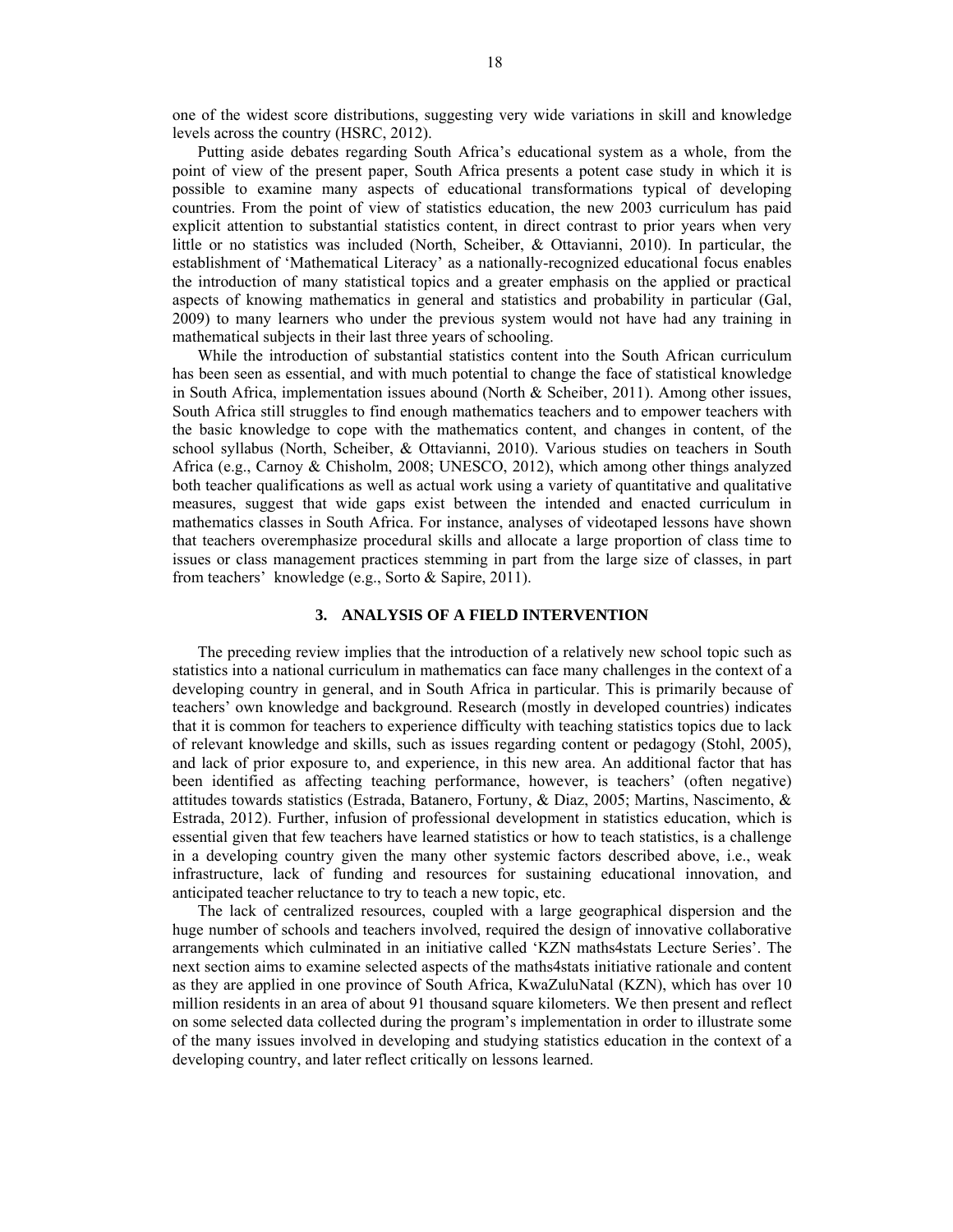one of the widest score distributions, suggesting very wide variations in skill and knowledge levels across the country (HSRC, 2012).

Putting aside debates regarding South Africa's educational system as a whole, from the point of view of the present paper, South Africa presents a potent case study in which it is possible to examine many aspects of educational transformations typical of developing countries. From the point of view of statistics education, the new 2003 curriculum has paid explicit attention to substantial statistics content, in direct contrast to prior years when very little or no statistics was included (North, Scheiber, & Ottavianni, 2010). In particular, the establishment of 'Mathematical Literacy' as a nationally-recognized educational focus enables the introduction of many statistical topics and a greater emphasis on the applied or practical aspects of knowing mathematics in general and statistics and probability in particular (Gal, 2009) to many learners who under the previous system would not have had any training in mathematical subjects in their last three years of schooling.

While the introduction of substantial statistics content into the South African curriculum has been seen as essential, and with much potential to change the face of statistical knowledge in South Africa, implementation issues abound (North & Scheiber, 2011). Among other issues, South Africa still struggles to find enough mathematics teachers and to empower teachers with the basic knowledge to cope with the mathematics content, and changes in content, of the school syllabus (North, Scheiber, & Ottavianni, 2010). Various studies on teachers in South Africa (e.g., Carnoy & Chisholm, 2008; UNESCO, 2012), which among other things analyzed both teacher qualifications as well as actual work using a variety of quantitative and qualitative measures, suggest that wide gaps exist between the intended and enacted curriculum in mathematics classes in South Africa. For instance, analyses of videotaped lessons have shown that teachers overemphasize procedural skills and allocate a large proportion of class time to issues or class management practices stemming in part from the large size of classes, in part from teachers' knowledge (e.g., Sorto & Sapire, 2011).

## 3. ANALYSIS OF A FIELD INTERVENTION

The preceding review implies that the introduction of a relatively new school topic such as statistics into a national curriculum in mathematics can face many challenges in the context of a developing country in general, and in South Africa in particular. This is primarily because of teachers' own knowledge and background. Research (mostly in developed countries) indicates that it is common for teachers to experience difficulty with teaching statistics topics due to lack of relevant knowledge and skills, such as issues regarding content or pedagogy (Stohl, 2005), and lack of prior exposure to, and experience, in this new area. An additional factor that has been identified as affecting teaching performance, however, is teachers' (often negative) attitudes towards statistics (Estrada, Batanero, Fortuny, & Diaz, 2005; Martins, Nascimento, & Estrada, 2012). Further, infusion of professional development in statistics education, which is essential given that few teachers have learned statistics or how to teach statistics, is a challenge in a developing country given the many other systemic factors described above, i.e., weak infrastructure, lack of funding and resources for sustaining educational innovation, and anticipated teacher reluctance to try to teach a new topic, etc.

The lack of centralized resources, coupled with a large geographical dispersion and the huge number of schools and teachers involved, required the design of innovative collaborative arrangements which culminated in an initiative called 'KZN maths4stats Lecture Series'. The next section aims to examine selected aspects of the maths4stats initiative rationale and content as they are applied in one province of South Africa, KwaZuluNatal (KZN), which has over 10 million residents in an area of about 91 thousand square kilometers. We then present and reflect on some selected data collected during the program's implementation in order to illustrate some of the many issues involved in developing and studying statistics education in the context of a developing country, and later reflect critically on lessons learned.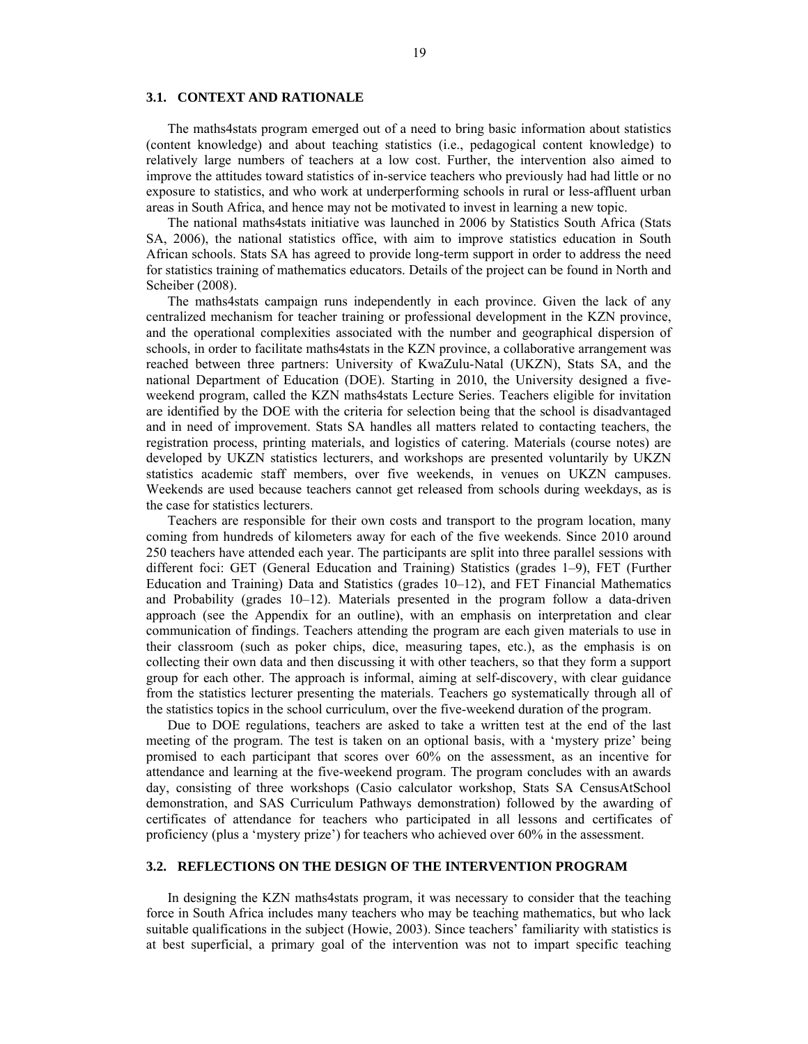### 3.1. CONTEXT AND RATIONALE

The maths4stats program emerged out of a need to bring basic information about statistics (content knowledge) and about teaching statistics (i.e., pedagogical content knowledge) to relatively large numbers of teachers at a low cost. Further, the intervention also aimed to improve the attitudes toward statistics of in-service teachers who previously had had little or no exposure to statistics, and who work at underperforming schools in rural or less-affluent urban areas in South Africa, and hence may not be motivated to invest in learning a new topic.

The national maths4stats initiative was launched in 2006 by Statistics South Africa (Stats SA, 2006), the national statistics office, with aim to improve statistics education in South African schools. Stats SA has agreed to provide long-term support in order to address the need for statistics training of mathematics educators. Details of the project can be found in North and Scheiber (2008).

The maths4stats campaign runs independently in each province. Given the lack of any centralized mechanism for teacher training or professional development in the KZN province, and the operational complexities associated with the number and geographical dispersion of schools, in order to facilitate maths4stats in the KZN province, a collaborative arrangement was reached between three partners: University of KwaZulu-Natal (UKZN), Stats SA, and the national Department of Education (DOE). Starting in 2010, the University designed a five-weekend program, called the KZN maths4stats Lecture Series. Teachers eligible for invitation are identified by the DOE with the criteria for selection being that the school is disadvantaged and in need of improvement. Stats SA handles all matters related to contacting teachers, the registration process, printing materials, and logistics of catering. Materials (course notes) are developed by UKZN statistics lecturers, and workshops are presented voluntarily by UKZN statistics academic staff members, over five weekends, in venues on UKZN campuses. Weekends are used because teachers cannot get released from schools during weekdays, as is the case for statistics lecturers.

Teachers are responsible for their own costs and transport to the program location, many coming from hundreds of kilometers away for each of the five weekends. Since 2010 around 250 teachers have attended each year. The participants are split into three parallel sessions with different foci: GET (General Education and Training) Statistics (grades 1–9), FET (Further Education and Training) Data and Statistics (grades 10–12), and FET Financial Mathematics and Probability (grades 10–12). Materials presented in the program follow a data-driven approach (see the Appendix for an outline), with an emphasis on interpretation and clear communication of findings. Teachers attending the program are each given materials to use in their classroom (such as poker chips, dice, measuring tapes, etc.), as the emphasis is on collecting their own data and then discussing it with other teachers, so that they form a support group for each other. The approach is informal, aiming at self-discovery, with clear guidance from the statistics lecturer presenting the materials. Teachers go systematically through all of the statistics topics in the school curriculum, over the five-weekend duration of the program.

Due to DOE regulations, teachers are asked to take a written test at the end of the last meeting of the program. The test is taken on an optional basis, with a 'mystery prize' being promised to each participant that scores over 60% on the assessment, as an incentive for attendance and learning at the five-weekend program. The program concludes with an awards day, consisting of three workshops (Casio calculator workshop, Stats SA CensusAtSchool demonstration, and SAS Curriculum Pathways demonstration) followed by the awarding of certificates of attendance for teachers who participated in all lessons and certificates of proficiency (plus a 'mystery prize') for teachers who achieved over 60% in the assessment.

### 3.2. REFLECTIONS ON THE DESIGN OF THE INTERVENTION PROGRAM

In designing the KZN maths4stats program, it was necessary to consider that the teaching force in South Africa includes many teachers who may be teaching mathematics, but who lack suitable qualifications in the subject (Howie, 2003). Since teachers' familiarity with statistics is at best superficial, a primary goal of the intervention was not to impart specific teaching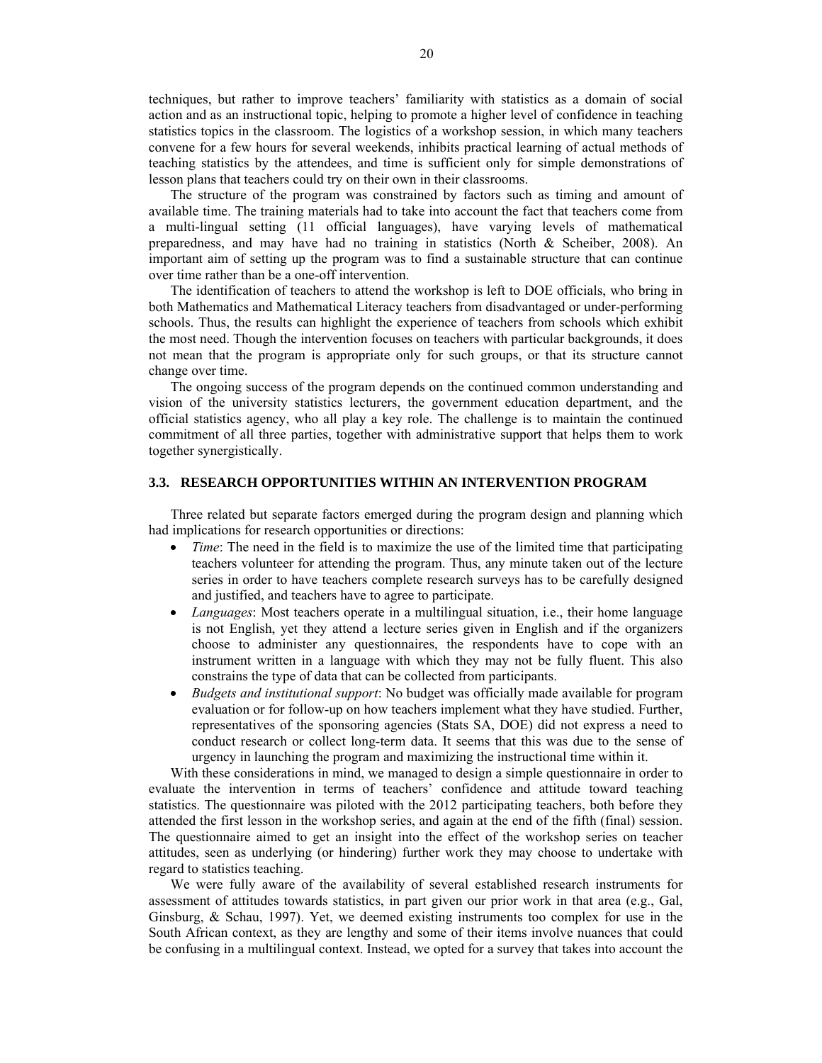techniques, but rather to improve teachers' familiarity with statistics as a domain of social action and as an instructional topic, helping to promote a higher level of confidence in teaching statistics topics in the classroom. The logistics of a workshop session, in which many teachers convene for a few hours for several weekends, inhibits practical learning of actual methods of teaching statistics by the attendees, and time is sufficient only for simple demonstrations of lesson plans that teachers could try on their own in their classrooms.

The structure of the program was constrained by factors such as timing and amount of available time. The training materials had to take into account the fact that teachers come from a multi-lingual setting (11 official languages), have varying levels of mathematical preparedness, and may have had no training in statistics (North & Scheiber, 2008). An important aim of setting up the program was to find a sustainable structure that can continue over time rather than be a one-off intervention.

The identification of teachers to attend the workshop is left to DOE officials, who bring in both Mathematics and Mathematical Literacy teachers from disadvantaged or under-performing schools. Thus, the results can highlight the experience of teachers from schools which exhibit the most need. Though the intervention focuses on teachers with particular backgrounds, it does not mean that the program is appropriate only for such groups, or that its structure cannot change over time.

The ongoing success of the program depends on the continued common understanding and vision of the university statistics lecturers, the government education department, and the official statistics agency, who all play a key role. The challenge is to maintain the continued commitment of all three parties, together with administrative support that helps them to work together synergistically.

### 3.3. RESEARCH OPPORTUNITIES WITHIN AN INTERVENTION PROGRAM

Three related but separate factors emerged during the program design and planning which had implications for research opportunities or directions:

- *Time*: The need in the field is to maximize the use of the limited time that participating teachers volunteer for attending the program. Thus, any minute taken out of the lecture series in order to have teachers complete research surveys has to be carefully designed and justified, and teachers have to agree to participate.
- *Languages*: Most teachers operate in a multilingual situation, i.e., their home language is not English, yet they attend a lecture series given in English and if the organizers choose to administer any questionnaires, the respondents have to cope with an instrument written in a language with which they may not be fully fluent. This also constrains the type of data that can be collected from participants.
- *Budgets and institutional support*: No budget was officially made available for program evaluation or for follow-up on how teachers implement what they have studied. Further, representatives of the sponsoring agencies (Stats SA, DOE) did not express a need to conduct research or collect long-term data. It seems that this was due to the sense of urgency in launching the program and maximizing the instructional time within it.

With these considerations in mind, we managed to design a simple questionnaire in order to evaluate the intervention in terms of teachers' confidence and attitude toward teaching statistics. The questionnaire was piloted with the 2012 participating teachers, both before they attended the first lesson in the workshop series, and again at the end of the fifth (final) session. The questionnaire aimed to get an insight into the effect of the workshop series on teacher attitudes, seen as underlying (or hindering) further work they may choose to undertake with regard to statistics teaching.

We were fully aware of the availability of several established research instruments for assessment of attitudes towards statistics, in part given our prior work in that area (e.g., Gal, Ginsburg, & Schau, 1997). Yet, we deemed existing instruments too complex for use in the South African context, as they are lengthy and some of their items involve nuances that could be confusing in a multilingual context. Instead, we opted for a survey that takes into account the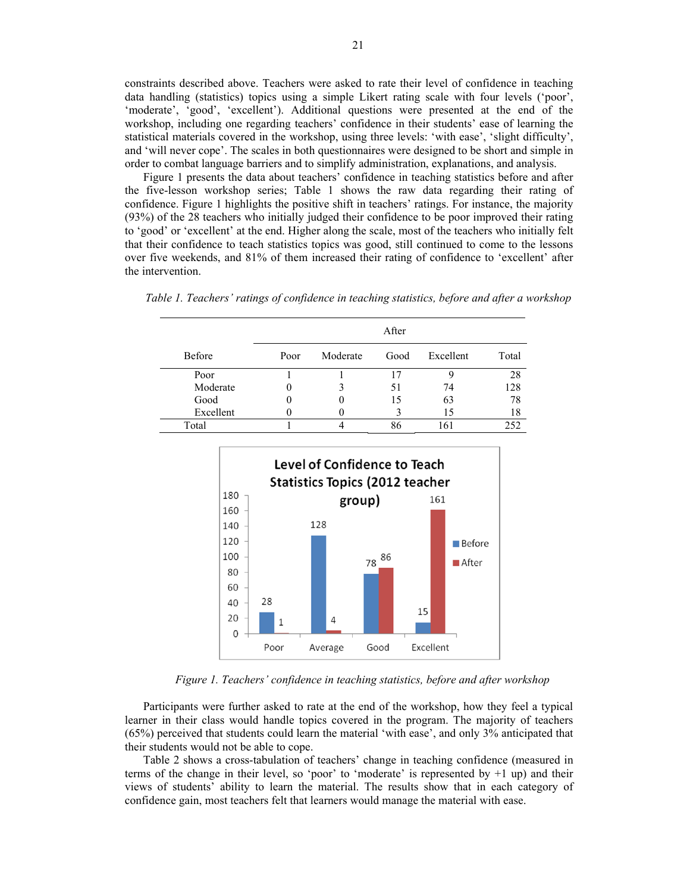constraints described above. Teachers were asked to rate their level of confidence in teaching data handling (statistics) topics using a simple Likert rating scale with four levels ('poor', 'moderate', 'good', 'excellent'). Additional questions were presented at the end of the workshop, including one regarding teachers' confidence in their students' ease of learning the statistical materials covered in the workshop, using three levels: 'with ease', 'slight difficulty', and 'will never cope'. The scales in both questionnaires were designed to be short and simple in order to combat language barriers and to simplify administration, explanations, and analysis.

Figure 1 presents the data about teachers' confidence in teaching statistics before and after the five-lesson workshop series; Table 1 shows the raw data regarding their rating of confidence. Figure 1 highlights the positive shift in teachers' ratings. For instance, the majority (93%) of the 28 teachers who initially judged their confidence to be poor improved their rating to 'good' or 'excellent' at the end. Higher along the scale, most of the teachers who initially felt that their confidence to teach statistics topics was good, still continued to come to the lessons over five weekends, and 81% of them increased their rating of confidence to 'excellent' after the intervention.

*Table 1. Teachers' ratings of confidence in teaching statistics, before and after a workshop*

| | After | | | | |
|---|---|---|---|---|---|
| Before | Poor | Moderate | Good | Excellent | Total |
| Poor | 1 | 1 | 17 | 9 | 28 |
| Moderate | 0 | 3 | 51 | 74 | 128 |
| Good | 0 | 0 | 15 | 63 | 78 |
| Excellent | 0 | 0 | 3 | 15 | 18 |
| Total | 1 | 4 | 86 | 161 | 252 |

*Figure 1. Teachers' confidence in teaching statistics, before and after workshop*

Participants were further asked to rate at the end of the workshop, how they feel a typical learner in their class would handle topics covered in the program. The majority of teachers (65%) perceived that students could learn the material 'with ease', and only 3% anticipated that their students would not be able to cope.

Table 2 shows a cross-tabulation of teachers' change in teaching confidence (measured in terms of the change in their level, so 'poor' to 'moderate' is represented by +1 up) and their views of students' ability to learn the material. The results show that in each category of confidence gain, most teachers felt that learners would manage the material with ease.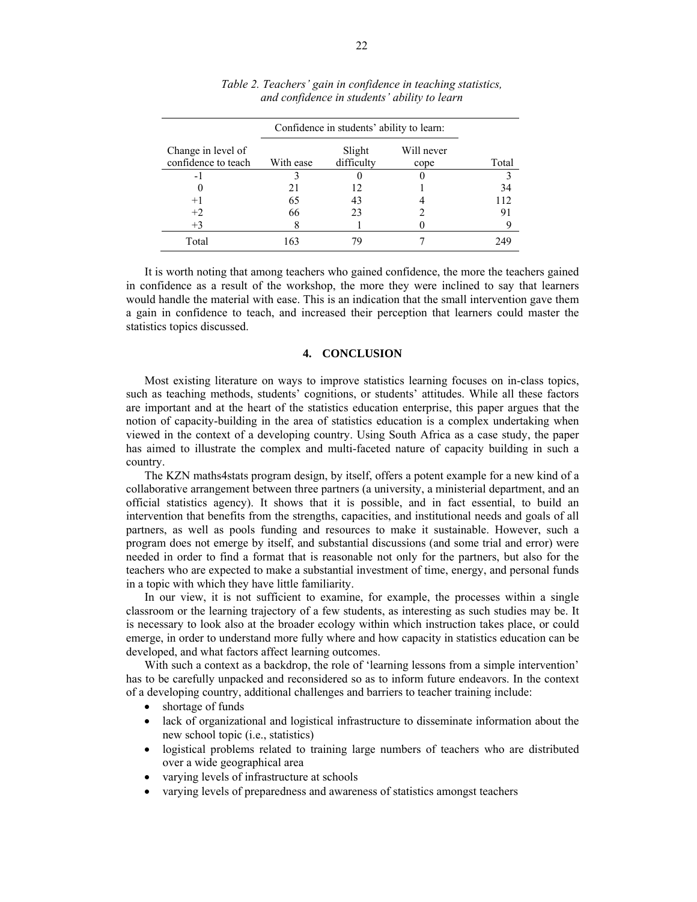*Table 2. Teachers' gain in confidence in teaching statistics, and confidence in students' ability to learn*

| | Confidence in students' ability to learn: | | | |
|---|---|---|---|---|
| Change in level of confidence to teach | With ease | Slight difficulty | Will never cope | Total |
| -1 | 3 | 0 | 0 | 3 |
| 0 | 21 | 12 | 1 | 34 |
| +1 | 65 | 43 | 4 | 112 |
| +2 | 66 | 23 | 2 | 91 |
| +3 | 8 | 1 | 0 | 9 |
| Total | 163 | 79 | 7 | 249 |

It is worth noting that among teachers who gained confidence, the more the teachers gained in confidence as a result of the workshop, the more they were inclined to say that learners would handle the material with ease. This is an indication that the small intervention gave them a gain in confidence to teach, and increased their perception that learners could master the statistics topics discussed.

## 4. CONCLUSION

Most existing literature on ways to improve statistics learning focuses on in-class topics, such as teaching methods, students' cognitions, or students' attitudes. While all these factors are important and at the heart of the statistics education enterprise, this paper argues that the notion of capacity-building in the area of statistics education is a complex undertaking when viewed in the context of a developing country. Using South Africa as a case study, the paper has aimed to illustrate the complex and multi-faceted nature of capacity building in such a country.

The KZN maths4stats program design, by itself, offers a potent example for a new kind of a collaborative arrangement between three partners (a university, a ministerial department, and an official statistics agency). It shows that it is possible, and in fact essential, to build an intervention that benefits from the strengths, capacities, and institutional needs and goals of all partners, as well as pools funding and resources to make it sustainable. However, such a program does not emerge by itself, and substantial discussions (and some trial and error) were needed in order to find a format that is reasonable not only for the partners, but also for the teachers who are expected to make a substantial investment of time, energy, and personal funds in a topic with which they have little familiarity.

In our view, it is not sufficient to examine, for example, the processes within a single classroom or the learning trajectory of a few students, as interesting as such studies may be. It is necessary to look also at the broader ecology within which instruction takes place, or could emerge, in order to understand more fully where and how capacity in statistics education can be developed, and what factors affect learning outcomes.

With such a context as a backdrop, the role of 'learning lessons from a simple intervention' has to be carefully unpacked and reconsidered so as to inform future endeavors. In the context of a developing country, additional challenges and barriers to teacher training include:

- shortage of funds
- lack of organizational and logistical infrastructure to disseminate information about the new school topic (i.e., statistics)
- logistical problems related to training large numbers of teachers who are distributed over a wide geographical area
- varying levels of infrastructure at schools
- varying levels of preparedness and awareness of statistics amongst teachers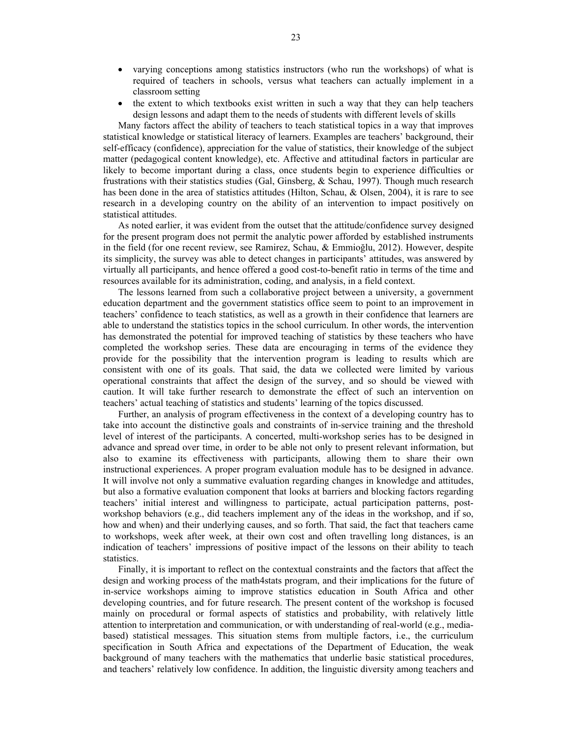- varying conceptions among statistics instructors (who run the workshops) of what is required of teachers in schools, versus what teachers can actually implement in a classroom setting
- the extent to which textbooks exist written in such a way that they can help teachers design lessons and adapt them to the needs of students with different levels of skills

Many factors affect the ability of teachers to teach statistical topics in a way that improves statistical knowledge or statistical literacy of learners. Examples are teachers' background, their self-efficacy (confidence), appreciation for the value of statistics, their knowledge of the subject matter (pedagogical content knowledge), etc. Affective and attitudinal factors in particular are likely to become important during a class, once students begin to experience difficulties or frustrations with their statistics studies (Gal, Ginsberg, & Schau, 1997). Though much research has been done in the area of statistics attitudes (Hilton, Schau, & Olsen, 2004), it is rare to see research in a developing country on the ability of an intervention to impact positively on statistical attitudes.

As noted earlier, it was evident from the outset that the attitude/confidence survey designed for the present program does not permit the analytic power afforded by established instruments in the field (for one recent review, see Ramirez, Schau, & Emmioğlu, 2012). However, despite its simplicity, the survey was able to detect changes in participants' attitudes, was answered by virtually all participants, and hence offered a good cost-to-benefit ratio in terms of the time and resources available for its administration, coding, and analysis, in a field context.

The lessons learned from such a collaborative project between a university, a government education department and the government statistics office seem to point to an improvement in teachers' confidence to teach statistics, as well as a growth in their confidence that learners are able to understand the statistics topics in the school curriculum. In other words, the intervention has demonstrated the potential for improved teaching of statistics by these teachers who have completed the workshop series. These data are encouraging in terms of the evidence they provide for the possibility that the intervention program is leading to results which are consistent with one of its goals. That said, the data we collected were limited by various operational constraints that affect the design of the survey, and so should be viewed with caution. It will take further research to demonstrate the effect of such an intervention on teachers' actual teaching of statistics and students' learning of the topics discussed.

Further, an analysis of program effectiveness in the context of a developing country has to take into account the distinctive goals and constraints of in-service training and the threshold level of interest of the participants. A concerted, multi-workshop series has to be designed in advance and spread over time, in order to be able not only to present relevant information, but also to examine its effectiveness with participants, allowing them to share their own instructional experiences. A proper program evaluation module has to be designed in advance. It will involve not only a summative evaluation regarding changes in knowledge and attitudes, but also a formative evaluation component that looks at barriers and blocking factors regarding teachers' initial interest and willingness to participate, actual participation patterns, post-workshop behaviors (e.g., did teachers implement any of the ideas in the workshop, and if so, how and when) and their underlying causes, and so forth. That said, the fact that teachers came to workshops, week after week, at their own cost and often travelling long distances, is an indication of teachers' impressions of positive impact of the lessons on their ability to teach statistics.

Finally, it is important to reflect on the contextual constraints and the factors that affect the design and working process of the math4stats program, and their implications for the future of in-service workshops aiming to improve statistics education in South Africa and other developing countries, and for future research. The present content of the workshop is focused mainly on procedural or formal aspects of statistics and probability, with relatively little attention to interpretation and communication, or with understanding of real-world (e.g., media-based) statistical messages. This situation stems from multiple factors, i.e., the curriculum specification in South Africa and expectations of the Department of Education, the weak background of many teachers with the mathematics that underlie basic statistical procedures, and teachers' relatively low confidence. In addition, the linguistic diversity among teachers and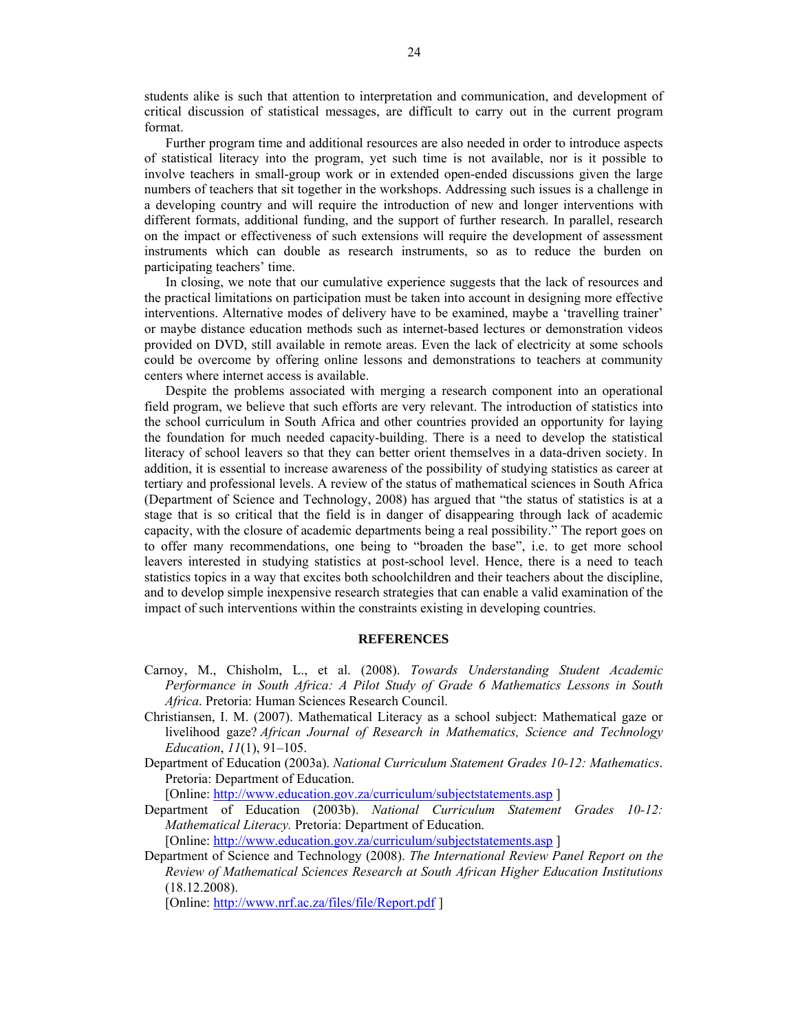students alike is such that attention to interpretation and communication, and development of critical discussion of statistical messages, are difficult to carry out in the current program format.

Further program time and additional resources are also needed in order to introduce aspects of statistical literacy into the program, yet such time is not available, nor is it possible to involve teachers in small-group work or in extended open-ended discussions given the large numbers of teachers that sit together in the workshops. Addressing such issues is a challenge in a developing country and will require the introduction of new and longer interventions with different formats, additional funding, and the support of further research. In parallel, research on the impact or effectiveness of such extensions will require the development of assessment instruments which can double as research instruments, so as to reduce the burden on participating teachers' time.

In closing, we note that our cumulative experience suggests that the lack of resources and the practical limitations on participation must be taken into account in designing more effective interventions. Alternative modes of delivery have to be examined, maybe a 'travelling trainer' or maybe distance education methods such as internet-based lectures or demonstration videos provided on DVD, still available in remote areas. Even the lack of electricity at some schools could be overcome by offering online lessons and demonstrations to teachers at community centers where internet access is available.

Despite the problems associated with merging a research component into an operational field program, we believe that such efforts are very relevant. The introduction of statistics into the school curriculum in South Africa and other countries provided an opportunity for laying the foundation for much needed capacity-building. There is a need to develop the statistical literacy of school leavers so that they can better orient themselves in a data-driven society. In addition, it is essential to increase awareness of the possibility of studying statistics as career at tertiary and professional levels. A review of the status of mathematical sciences in South Africa (Department of Science and Technology, 2008) has argued that "the status of statistics is at a stage that is so critical that the field is in danger of disappearing through lack of academic capacity, with the closure of academic departments being a real possibility." The report goes on to offer many recommendations, one being to "broaden the base", i.e. to get more school leavers interested in studying statistics at post-school level. Hence, there is a need to teach statistics topics in a way that excites both schoolchildren and their teachers about the discipline, and to develop simple inexpensive research strategies that can enable a valid examination of the impact of such interventions within the constraints existing in developing countries.

## REFERENCES

Carnoy, M., Chisholm, L., et al. (2008). *Towards Understanding Student Academic Performance in South Africa: A Pilot Study of Grade 6 Mathematics Lessons in South Africa*. Pretoria: Human Sciences Research Council.

Christiansen, I. M. (2007). Mathematical Literacy as a school subject: Mathematical gaze or livelihood gaze? *African Journal of Research in Mathematics, Science and Technology Education*, *11*(1), 91–105.

Department of Education (2003a). *National Curriculum Statement Grades 10-12: Mathematics*. Pretoria: Department of Education.
[Online: http://www.education.gov.za/curriculum/subjectstatements.asp ]

Department of Education (2003b). *National Curriculum Statement Grades 10-12: Mathematical Literacy.* Pretoria: Department of Education.
[Online: http://www.education.gov.za/curriculum/subjectstatements.asp ]

Department of Science and Technology (2008). *The International Review Panel Report on the Review of Mathematical Sciences Research at South African Higher Education Institutions* (18.12.2008).
[Online: http://www.nrf.ac.za/files/file/Report.pdf ]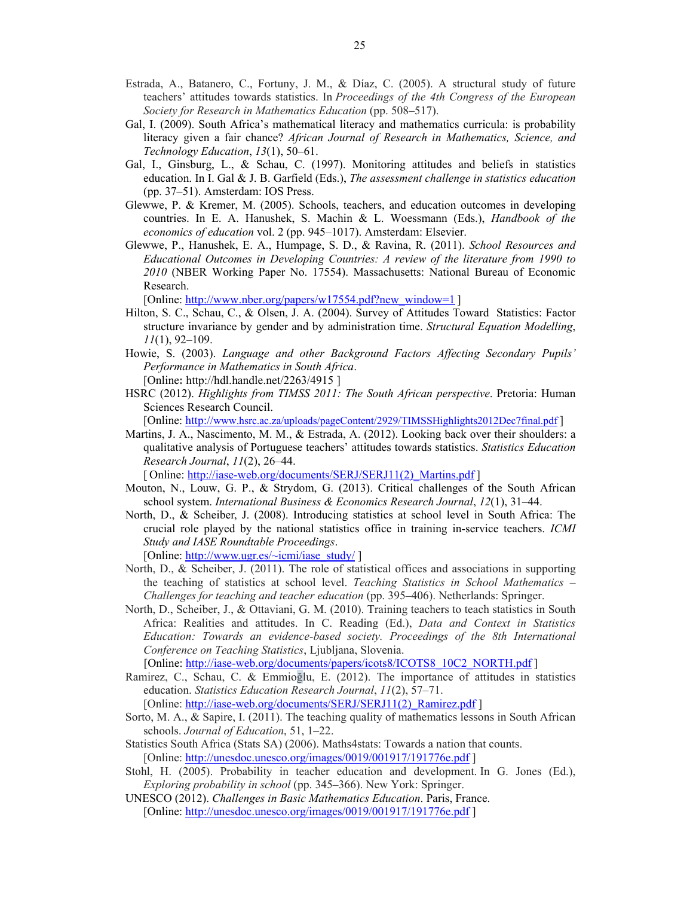Estrada, A., Batanero, C., Fortuny, J. M., & Díaz, C. (2005). A structural study of future teachers' attitudes towards statistics. In *Proceedings of the 4th Congress of the European Society for Research in Mathematics Education* (pp. 508–517).

Gal, I. (2009). South Africa's mathematical literacy and mathematics curricula: is probability literacy given a fair chance? *African Journal of Research in Mathematics, Science, and Technology Education*, *13*(1), 50–61.

Gal, I., Ginsburg, L., & Schau, C. (1997). Monitoring attitudes and beliefs in statistics education. In I. Gal & J. B. Garfield (Eds.), *The assessment challenge in statistics education* (pp. 37–51). Amsterdam: IOS Press.

Glewwe, P. & Kremer, M. (2005). Schools, teachers, and education outcomes in developing countries. In E. A. Hanushek, S. Machin & L. Woessmann (Eds.), *Handbook of the economics of education* vol. 2 (pp. 945–1017). Amsterdam: Elsevier.

Glewwe, P., Hanushek, E. A., Humpage, S. D., & Ravina, R. (2011). *School Resources and Educational Outcomes in Developing Countries: A review of the literature from 1990 to 2010* (NBER Working Paper No. 17554). Massachusetts: National Bureau of Economic Research.
[Online: http://www.nber.org/papers/w17554.pdf?new_window=1 ]

Hilton, S. C., Schau, C., & Olsen, J. A. (2004). Survey of Attitudes Toward Statistics: Factor structure invariance by gender and by administration time. *Structural Equation Modelling*, *11*(1), 92–109.

Howie, S. (2003). *Language and other Background Factors Affecting Secondary Pupils' Performance in Mathematics in South Africa*.
[Online: http://hdl.handle.net/2263/4915 ]

HSRC (2012). *Highlights from TIMSS 2011: The South African perspective*. Pretoria: Human Sciences Research Council.
[Online: http://www.hsrc.ac.za/uploads/pageContent/2929/TIMSSHighlights2012Dec7final.pdf ]

Martins, J. A., Nascimento, M. M., & Estrada, A. (2012). Looking back over their shoulders: a qualitative analysis of Portuguese teachers' attitudes towards statistics. *Statistics Education Research Journal*, *11*(2), 26–44.
[ Online: http://iase-web.org/documents/SERJ/SERJ11(2)_Martins.pdf ]

Mouton, N., Louw, G. P., & Strydom, G. (2013). Critical challenges of the South African school system. *International Business & Economics Research Journal*, *12*(1), 31–44.

North, D., & Scheiber, J. (2008). Introducing statistics at school level in South Africa: The crucial role played by the national statistics office in training in-service teachers. *ICMI Study and IASE Roundtable Proceedings*.
[Online: http://www.ugr.es/~icmi/iase_study/ ]

North, D., & Scheiber, J. (2011). The role of statistical offices and associations in supporting the teaching of statistics at school level. *Teaching Statistics in School Mathematics – Challenges for teaching and teacher education* (pp. 395–406). Netherlands: Springer.

North, D., Scheiber, J., & Ottaviani, G. M. (2010). Training teachers to teach statistics in South Africa: Realities and attitudes. In C. Reading (Ed.), *Data and Context in Statistics Education: Towards an evidence-based society. Proceedings of the 8th International Conference on Teaching Statistics*, Ljubljana, Slovenia.
[Online: http://iase-web.org/documents/papers/icots8/ICOTS8_10C2_NORTH.pdf ]

Ramirez, C., Schau, C. & Emmioğlu, E. (2012). The importance of attitudes in statistics education. *Statistics Education Research Journal*, *11*(2), 57–71.
[Online: http://iase-web.org/documents/SERJ/SERJ11(2)_Ramirez.pdf ]

Sorto, M. A., & Sapire, I. (2011). The teaching quality of mathematics lessons in South African schools. *Journal of Education*, 51, 1–22.

Statistics South Africa (Stats SA) (2006). Maths4stats: Towards a nation that counts.
[Online: http://unesdoc.unesco.org/images/0019/001917/191776e.pdf ]

Stohl, H. (2005). Probability in teacher education and development. In G. Jones (Ed.), *Exploring probability in school* (pp. 345–366). New York: Springer.

UNESCO (2012). *Challenges in Basic Mathematics Education*. Paris, France.
[Online: http://unesdoc.unesco.org/images/0019/001917/191776e.pdf ]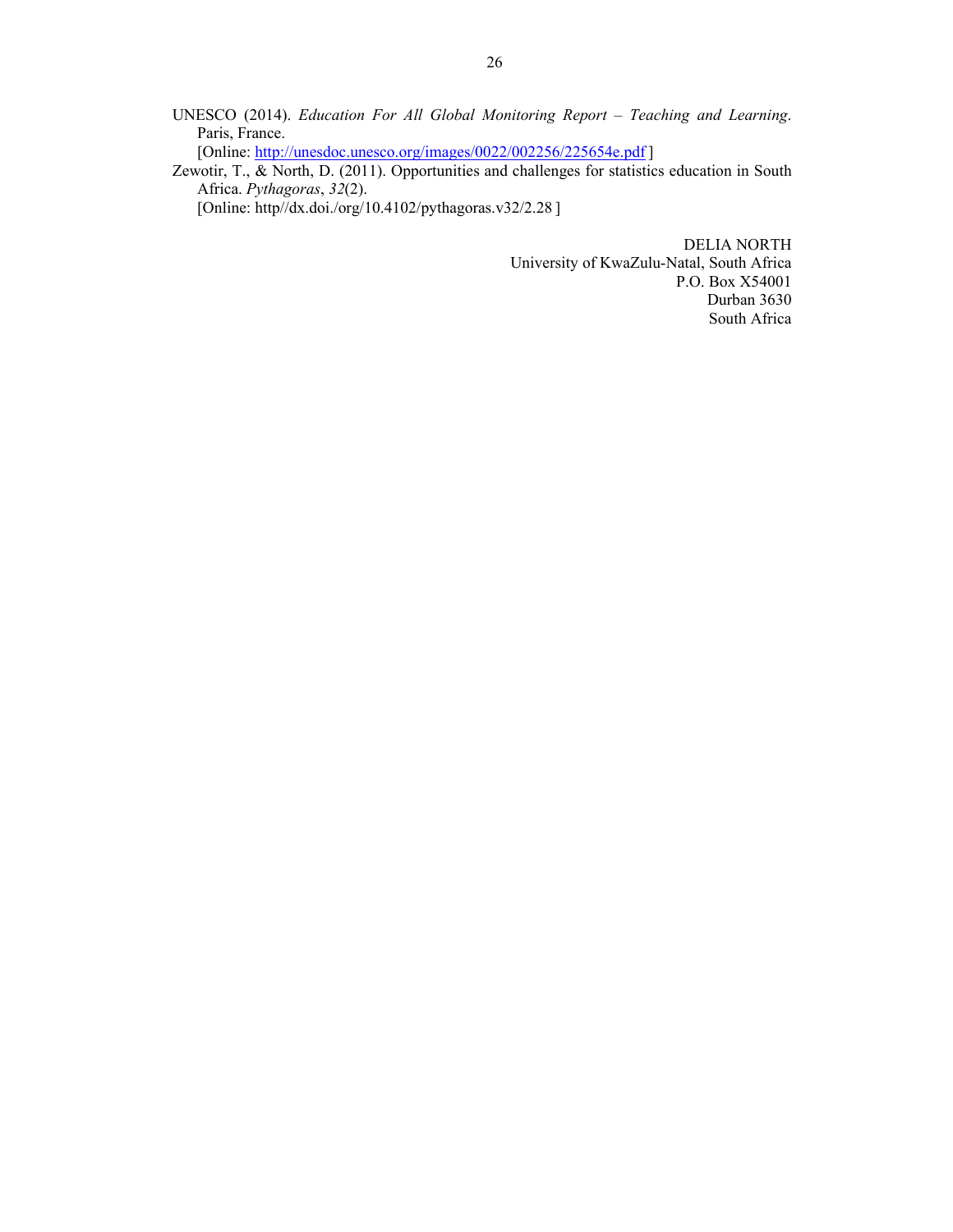UNESCO (2014). *Education For All Global Monitoring Report – Teaching and Learning*. Paris, France.
[Online: http://unesdoc.unesco.org/images/0022/002256/225654e.pdf ]

Zewotir, T., & North, D. (2011). Opportunities and challenges for statistics education in South Africa. *Pythagoras*, *32*(2).
[Online: http//dx.doi./org/10.4102/pythagoras.v32/2.28 ]

DELIA NORTH
University of KwaZulu-Natal, South Africa
P.O. Box X54001
Durban 3630
South Africa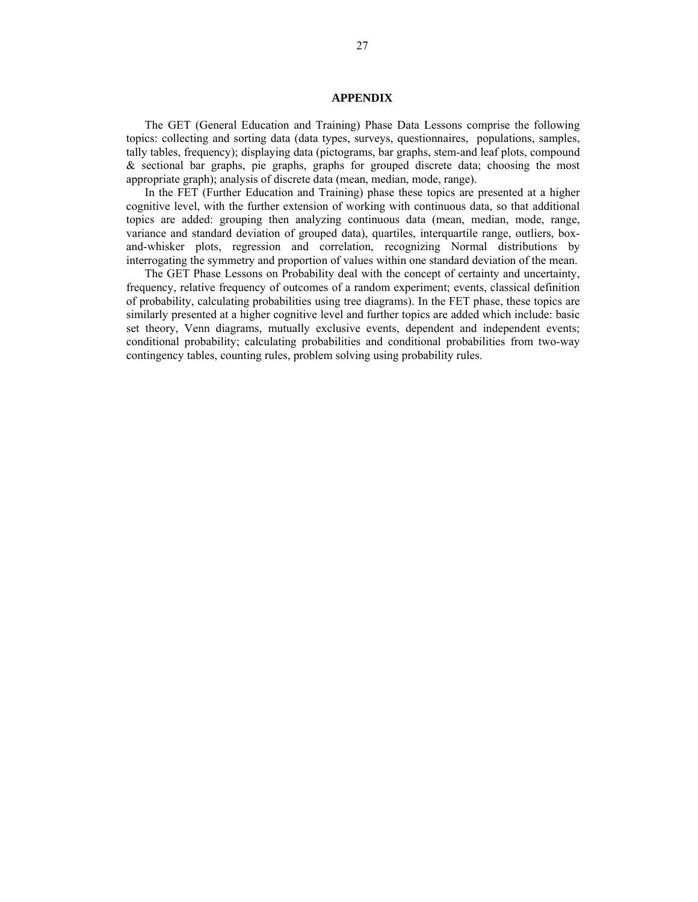## APPENDIX

The GET (General Education and Training) Phase Data Lessons comprise the following topics: collecting and sorting data (data types, surveys, questionnaires, populations, samples, tally tables, frequency); displaying data (pictograms, bar graphs, stem-and leaf plots, compound & sectional bar graphs, pie graphs, graphs for grouped discrete data; choosing the most appropriate graph); analysis of discrete data (mean, median, mode, range).

In the FET (Further Education and Training) phase these topics are presented at a higher cognitive level, with the further extension of working with continuous data, so that additional topics are added: grouping then analyzing continuous data (mean, median, mode, range, variance and standard deviation of grouped data), quartiles, interquartile range, outliers, box-and-whisker plots, regression and correlation, recognizing Normal distributions by interrogating the symmetry and proportion of values within one standard deviation of the mean.

The GET Phase Lessons on Probability deal with the concept of certainty and uncertainty, frequency, relative frequency of outcomes of a random experiment; events, classical definition of probability, calculating probabilities using tree diagrams). In the FET phase, these topics are similarly presented at a higher cognitive level and further topics are added which include: basic set theory, Venn diagrams, mutually exclusive events, dependent and independent events; conditional probability; calculating probabilities and conditional probabilities from two-way contingency tables, counting rules, problem solving using probability rules.